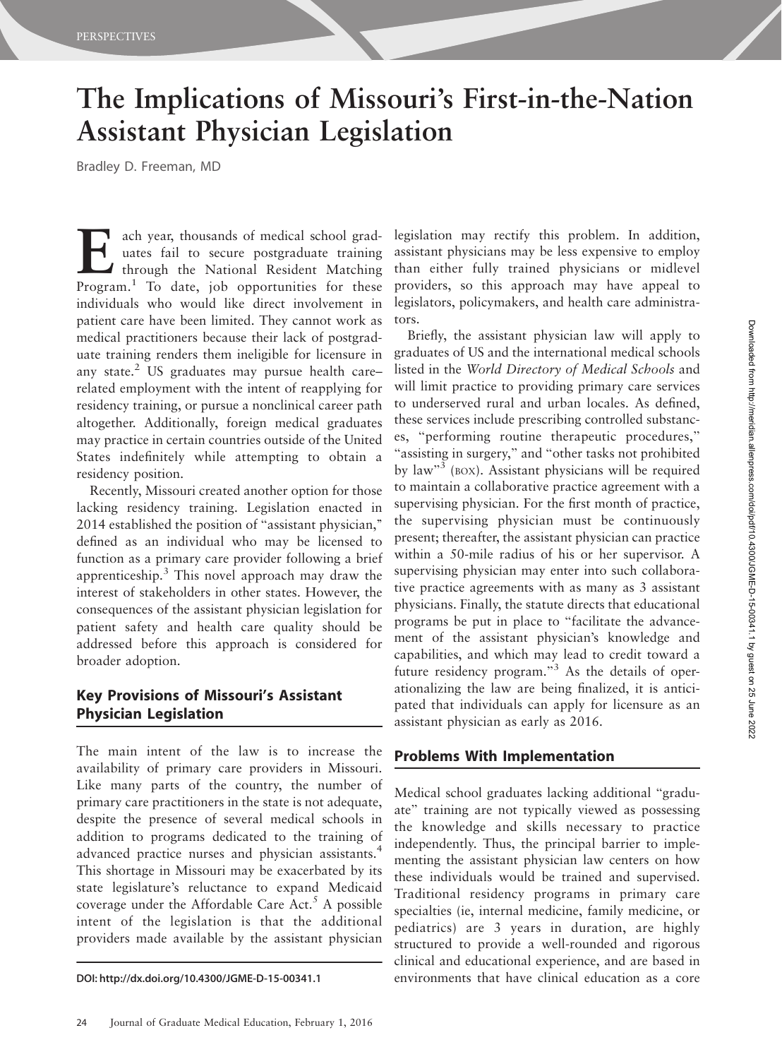# The Implications of Missouri's First-in-the-Nation Assistant Physician Legislation

Bradley D. Freeman, MD

Each year, thousands of medical school graduates fail to secure postgraduate training through the National Resident Matching Program.[1] To date, job opportunities for these individuals who would like direct involvement in patient care have been limited. They cannot work as medical practitioners because their lack of postgraduate training renders them ineligible for licensure in any state.[2] US graduates may pursue health care–related employment with the intent of reapplying for residency training, or pursue a nonclinical career path altogether. Additionally, foreign medical graduates may practice in certain countries outside of the United States indefinitely while attempting to obtain a residency position.

Recently, Missouri created another option for those lacking residency training. Legislation enacted in 2014 established the position of "assistant physician," defined as an individual who may be licensed to function as a primary care provider following a brief apprenticeship.[3] This novel approach may draw the interest of stakeholders in other states. However, the consequences of the assistant physician legislation for patient safety and health care quality should be addressed before this approach is considered for broader adoption.

## Key Provisions of Missouri's Assistant Physician Legislation

The main intent of the law is to increase the availability of primary care providers in Missouri. Like many parts of the country, the number of primary care practitioners in the state is not adequate, despite the presence of several medical schools in addition to programs dedicated to the training of advanced practice nurses and physician assistants.[4] This shortage in Missouri may be exacerbated by its state legislature's reluctance to expand Medicaid coverage under the Affordable Care Act.[5] A possible intent of the legislation is that the additional providers made available by the assistant physician legislation may rectify this problem. In addition, assistant physicians may be less expensive to employ than either fully trained physicians or midlevel providers, so this approach may have appeal to legislators, policymakers, and health care administrators.

Briefly, the assistant physician law will apply to graduates of US and the international medical schools listed in the *World Directory of Medical Schools* and will limit practice to providing primary care services to underserved rural and urban locales. As defined, these services include prescribing controlled substances, "performing routine therapeutic procedures," "assisting in surgery," and "other tasks not prohibited by law"[3] (BOX). Assistant physicians will be required to maintain a collaborative practice agreement with a supervising physician. For the first month of practice, the supervising physician must be continuously present; thereafter, the assistant physician can practice within a 50-mile radius of his or her supervisor. A supervising physician may enter into such collaborative practice agreements with as many as 3 assistant physicians. Finally, the statute directs that educational programs be put in place to "facilitate the advancement of the assistant physician's knowledge and capabilities, and which may lead to credit toward a future residency program."[3] As the details of operationalizing the law are being finalized, it is anticipated that individuals can apply for licensure as an assistant physician as early as 2016.

## Problems With Implementation

Medical school graduates lacking additional "graduate" training are not typically viewed as possessing the knowledge and skills necessary to practice independently. Thus, the principal barrier to implementing the assistant physician law centers on how these individuals would be trained and supervised. Traditional residency programs in primary care specialties (ie, internal medicine, family medicine, or pediatrics) are 3 years in duration, are highly structured to provide a well-rounded and rigorous clinical and educational experience, and are based in environments that have clinical education as a core

DOI: http://dx.doi.org/10.4300/JGME-D-15-00341.1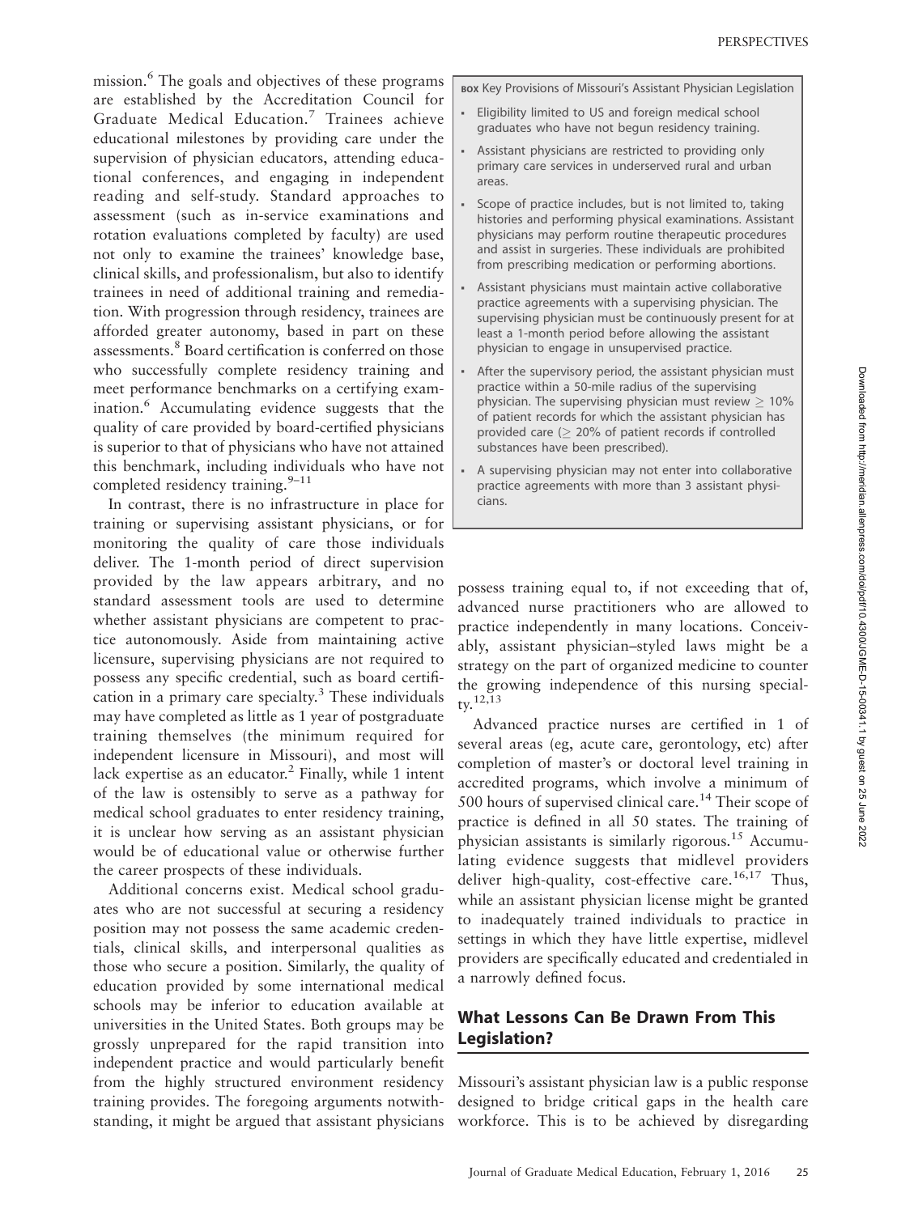mission.[6] The goals and objectives of these programs are established by the Accreditation Council for Graduate Medical Education.[7] Trainees achieve educational milestones by providing care under the supervision of physician educators, attending educational conferences, and engaging in independent reading and self-study. Standard approaches to assessment (such as in-service examinations and rotation evaluations completed by faculty) are used not only to examine the trainees' knowledge base, clinical skills, and professionalism, but also to identify trainees in need of additional training and remediation. With progression through residency, trainees are afforded greater autonomy, based in part on these assessments.[8] Board certification is conferred on those who successfully complete residency training and meet performance benchmarks on a certifying examination.[6] Accumulating evidence suggests that the quality of care provided by board-certified physicians is superior to that of physicians who have not attained this benchmark, including individuals who have not completed residency training.[9–11]

In contrast, there is no infrastructure in place for training or supervising assistant physicians, or for monitoring the quality of care those individuals deliver. The 1-month period of direct supervision provided by the law appears arbitrary, and no standard assessment tools are used to determine whether assistant physicians are competent to practice autonomously. Aside from maintaining active licensure, supervising physicians are not required to possess any specific credential, such as board certification in a primary care specialty.[3] These individuals may have completed as little as 1 year of postgraduate training themselves (the minimum required for independent licensure in Missouri), and most will lack expertise as an educator.[2] Finally, while 1 intent of the law is ostensibly to serve as a pathway for medical school graduates to enter residency training, it is unclear how serving as an assistant physician would be of educational value or otherwise further the career prospects of these individuals.

Additional concerns exist. Medical school graduates who are not successful at securing a residency position may not possess the same academic credentials, clinical skills, and interpersonal qualities as those who secure a position. Similarly, the quality of education provided by some international medical schools may be inferior to education available at universities in the United States. Both groups may be grossly unprepared for the rapid transition into independent practice and would particularly benefit from the highly structured environment residency training provides. The foregoing arguments notwithstanding, it might be argued that assistant physicians possess training equal to, if not exceeding that of, advanced nurse practitioners who are allowed to practice independently in many locations. Conceivably, assistant physician–styled laws might be a strategy on the part of organized medicine to counter the growing independence of this nursing specialty.[12,13]

Advanced practice nurses are certified in 1 of several areas (eg, acute care, gerontology, etc) after completion of master's or doctoral level training in accredited programs, which involve a minimum of 500 hours of supervised clinical care.[14] Their scope of practice is defined in all 50 states. The training of physician assistants is similarly rigorous.[15] Accumulating evidence suggests that midlevel providers deliver high-quality, cost-effective care.[16,17] Thus, while an assistant physician license might be granted to inadequately trained individuals to practice in settings in which they have little expertise, midlevel providers are specifically educated and credentialed in a narrowly defined focus.

**BOX** Key Provisions of Missouri's Assistant Physician Legislation

- Eligibility limited to US and foreign medical school graduates who have not begun residency training.
- Assistant physicians are restricted to providing only primary care services in underserved rural and urban areas.
- Scope of practice includes, but is not limited to, taking histories and performing physical examinations. Assistant physicians may perform routine therapeutic procedures and assist in surgeries. These individuals are prohibited from prescribing medication or performing abortions.
- Assistant physicians must maintain active collaborative practice agreements with a supervising physician. The supervising physician must be continuously present for at least a 1-month period before allowing the assistant physician to engage in unsupervised practice.
- After the supervisory period, the assistant physician must practice within a 50-mile radius of the supervising physician. The supervising physician must review $\geq$ 10% of patient records for which the assistant physician has provided care ($\geq$ 20% of patient records if controlled substances have been prescribed).
- A supervising physician may not enter into collaborative practice agreements with more than 3 assistant physicians.

## What Lessons Can Be Drawn From This Legislation?

Missouri's assistant physician law is a public response designed to bridge critical gaps in the health care workforce. This is to be achieved by disregarding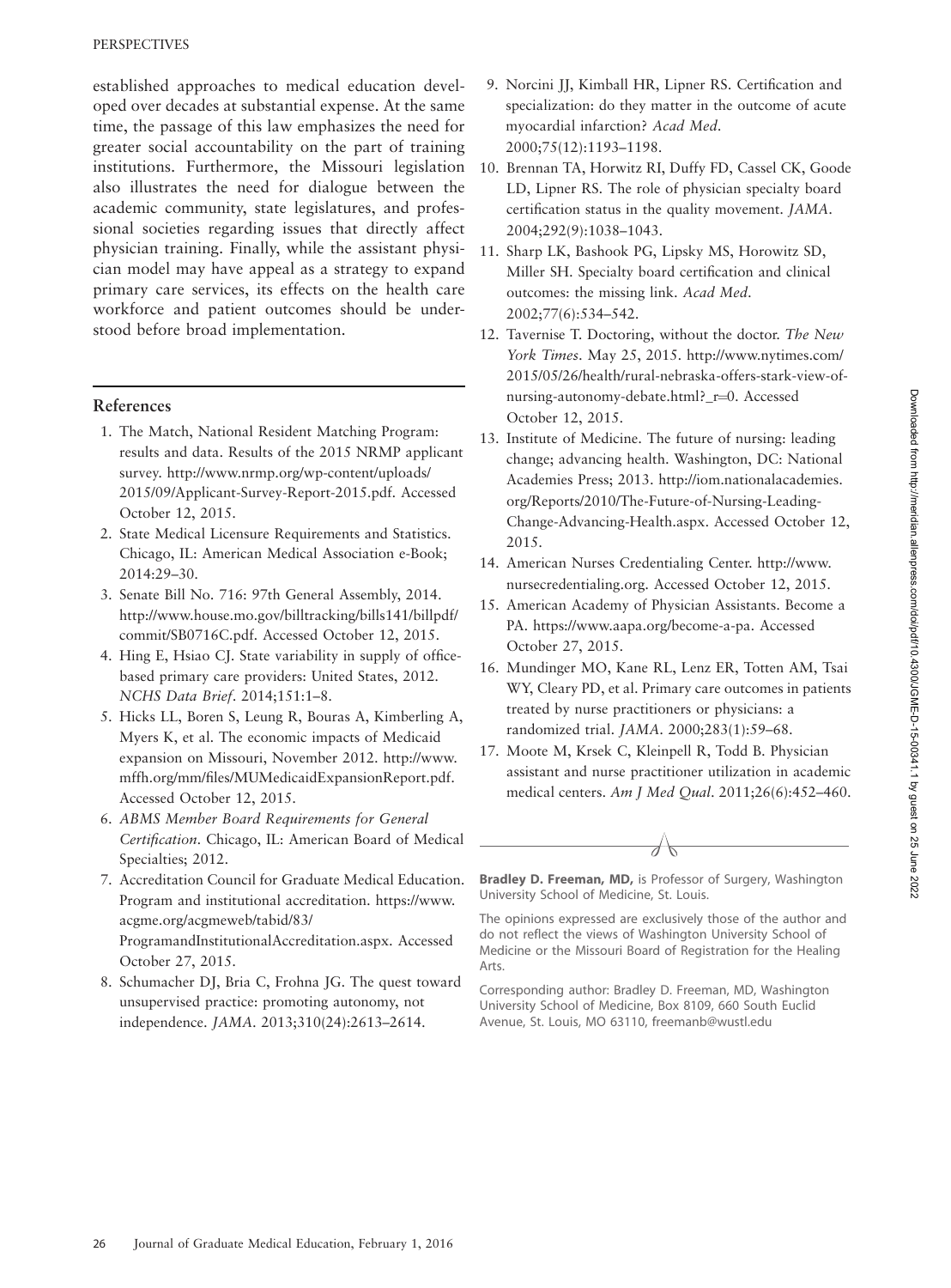established approaches to medical education developed over decades at substantial expense. At the same time, the passage of this law emphasizes the need for greater social accountability on the part of training institutions. Furthermore, the Missouri legislation also illustrates the need for dialogue between the academic community, state legislatures, and professional societies regarding issues that directly affect physician training. Finally, while the assistant physician model may have appeal as a strategy to expand primary care services, its effects on the health care workforce and patient outcomes should be understood before broad implementation.

## References

1. The Match, National Resident Matching Program: results and data. Results of the 2015 NRMP applicant survey. http://www.nrmp.org/wp-content/uploads/2015/09/Applicant-Survey-Report-2015.pdf. Accessed October 12, 2015.
2. State Medical Licensure Requirements and Statistics. Chicago, IL: American Medical Association e-Book; 2014:29–30.
3. Senate Bill No. 716: 97th General Assembly, 2014. http://www.house.mo.gov/billtracking/bills141/billpdf/commit/SB0716C.pdf. Accessed October 12, 2015.
4. Hing E, Hsiao CJ. State variability in supply of office-based primary care providers: United States, 2012. *NCHS Data Brief*. 2014;151:1–8.
5. Hicks LL, Boren S, Leung R, Bouras A, Kimberling A, Myers K, et al. The economic impacts of Medicaid expansion on Missouri, November 2012. http://www.mffh.org/mm/files/MUMedicaidExpansionReport.pdf. Accessed October 12, 2015.
6. *ABMS Member Board Requirements for General Certification*. Chicago, IL: American Board of Medical Specialties; 2012.
7. Accreditation Council for Graduate Medical Education. Program and institutional accreditation. https://www.acgme.org/acgmeweb/tabid/83/ProgramandInstitutionalAccreditation.aspx. Accessed October 27, 2015.
8. Schumacher DJ, Bria C, Frohna JG. The quest toward unsupervised practice: promoting autonomy, not independence. *JAMA*. 2013;310(24):2613–2614.
9. Norcini JJ, Kimball HR, Lipner RS. Certification and specialization: do they matter in the outcome of acute myocardial infarction? *Acad Med*. 2000;75(12):1193–1198.
10. Brennan TA, Horwitz RI, Duffy FD, Cassel CK, Goode LD, Lipner RS. The role of physician specialty board certification status in the quality movement. *JAMA*. 2004;292(9):1038–1043.
11. Sharp LK, Bashook PG, Lipsky MS, Horowitz SD, Miller SH. Specialty board certification and clinical outcomes: the missing link. *Acad Med*. 2002;77(6):534–542.
12. Tavernise T. Doctoring, without the doctor. *The New York Times*. May 25, 2015. http://www.nytimes.com/2015/05/26/health/rural-nebraska-offers-stark-view-of-nursing-autonomy-debate.html?_r=0. Accessed October 12, 2015.
13. Institute of Medicine. The future of nursing: leading change; advancing health. Washington, DC: National Academies Press; 2013. http://iom.nationalacademies.org/Reports/2010/The-Future-of-Nursing-Leading-Change-Advancing-Health.aspx. Accessed October 12, 2015.
14. American Nurses Credentialing Center. http://www.nursecredentialing.org. Accessed October 12, 2015.
15. American Academy of Physician Assistants. Become a PA. https://www.aapa.org/become-a-pa. Accessed October 27, 2015.
16. Mundinger MO, Kane RL, Lenz ER, Totten AM, Tsai WY, Cleary PD, et al. Primary care outcomes in patients treated by nurse practitioners or physicians: a randomized trial. *JAMA*. 2000;283(1):59–68.
17. Moote M, Krsek C, Kleinpell R, Todd B. Physician assistant and nurse practitioner utilization in academic medical centers. *Am J Med Qual*. 2011;26(6):452–460.

---

**Bradley D. Freeman, MD,** is Professor of Surgery, Washington University School of Medicine, St. Louis.

The opinions expressed are exclusively those of the author and do not reflect the views of Washington University School of Medicine or the Missouri Board of Registration for the Healing Arts.

Corresponding author: Bradley D. Freeman, MD, Washington University School of Medicine, Box 8109, 660 South Euclid Avenue, St. Louis, MO 63110, freemanb@wustl.edu